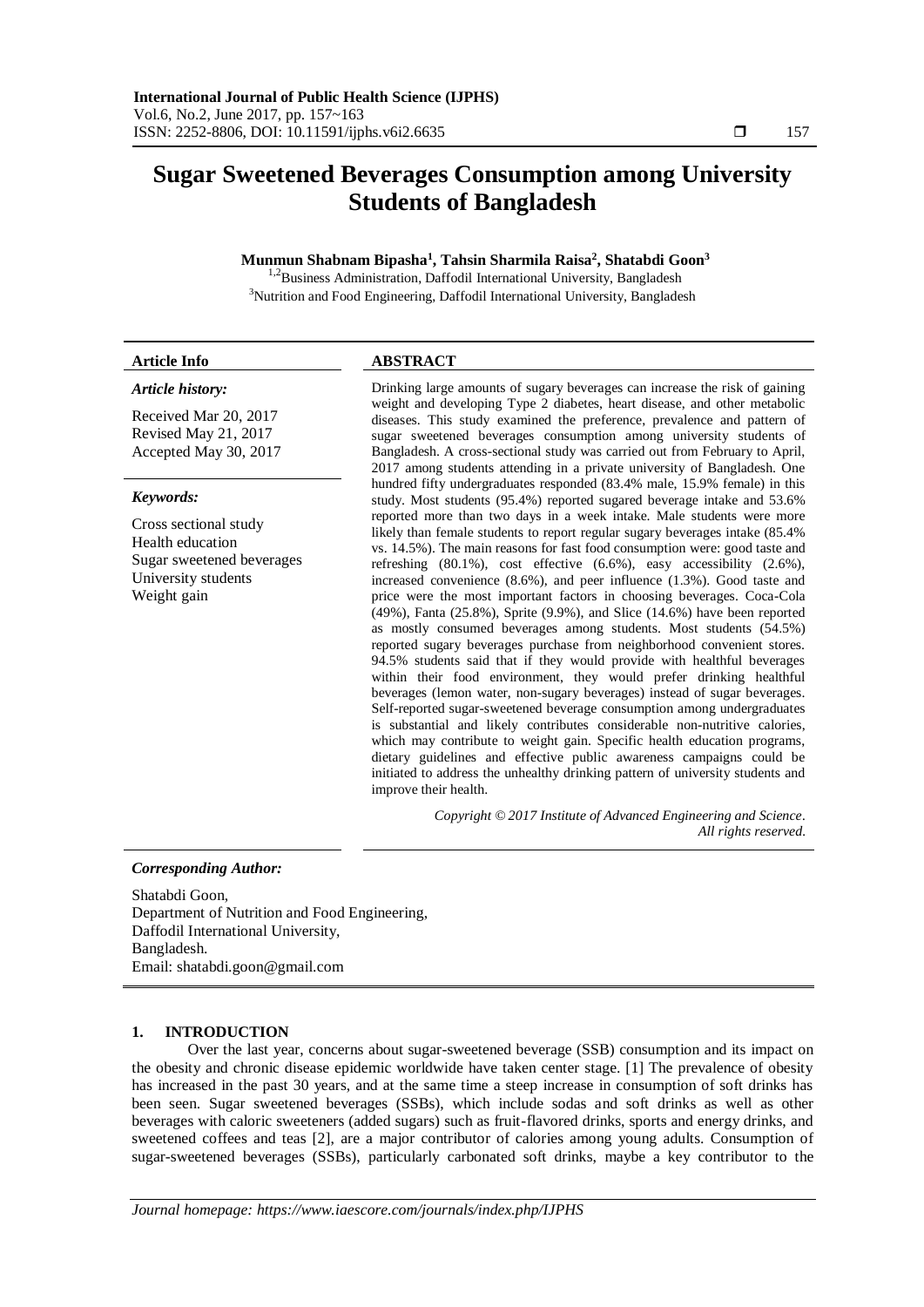# Sugar Sweetened Beverages Consumption among University Students of Bangladesh

**Munmun Shabnam Bipasha[1], Tahsin Sharmila Raisa[2], Shatabdi Goon[3]**

[1,2]Business Administration, Daffodil International University, Bangladesh
[3]Nutrition and Food Engineering, Daffodil International University, Bangladesh

## Article Info

*Article history:*

Received Mar 20, 2017
Revised May 21, 2017
Accepted May 30, 2017

*Keywords:*

Cross sectional study
Health education
Sugar sweetened beverages
University students
Weight gain

## ABSTRACT

Drinking large amounts of sugary beverages can increase the risk of gaining weight and developing Type 2 diabetes, heart disease, and other metabolic diseases. This study examined the preference, prevalence and pattern of sugar sweetened beverages consumption among university students of Bangladesh. A cross-sectional study was carried out from February to April, 2017 among students attending in a private university of Bangladesh. One hundred fifty undergraduates responded (83.4% male, 15.9% female) in this study. Most students (95.4%) reported sugared beverage intake and 53.6% reported more than two days in a week intake. Male students were more likely than female students to report regular sugary beverages intake (85.4% vs. 14.5%). The main reasons for fast food consumption were: good taste and refreshing (80.1%), cost effective (6.6%), easy accessibility (2.6%), increased convenience (8.6%), and peer influence (1.3%). Good taste and price were the most important factors in choosing beverages. Coca-Cola (49%), Fanta (25.8%), Sprite (9.9%), and Slice (14.6%) have been reported as mostly consumed beverages among students. Most students (54.5%) reported sugary beverages purchase from neighborhood convenient stores. 94.5% students said that if they would provide with healthful beverages within their food environment, they would prefer drinking healthful beverages (lemon water, non-sugary beverages) instead of sugar beverages. Self-reported sugar-sweetened beverage consumption among undergraduates is substantial and likely contributes considerable non-nutritive calories, which may contribute to weight gain. Specific health education programs, dietary guidelines and effective public awareness campaigns could be initiated to address the unhealthy drinking pattern of university students and improve their health.

*Copyright © 2017 Institute of Advanced Engineering and Science. All rights reserved.*

*Corresponding Author:*

Shatabdi Goon,
Department of Nutrition and Food Engineering,
Daffodil International University,
Bangladesh.
Email: shatabdi.goon@gmail.com

## 1. INTRODUCTION

Over the last year, concerns about sugar-sweetened beverage (SSB) consumption and its impact on the obesity and chronic disease epidemic worldwide have taken center stage. [1] The prevalence of obesity has increased in the past 30 years, and at the same time a steep increase in consumption of soft drinks has been seen. Sugar sweetened beverages (SSBs), which include sodas and soft drinks as well as other beverages with caloric sweeteners (added sugars) such as fruit-flavored drinks, sports and energy drinks, and sweetened coffees and teas [2], are a major contributor of calories among young adults. Consumption of sugar-sweetened beverages (SSBs), particularly carbonated soft drinks, maybe a key contributor to the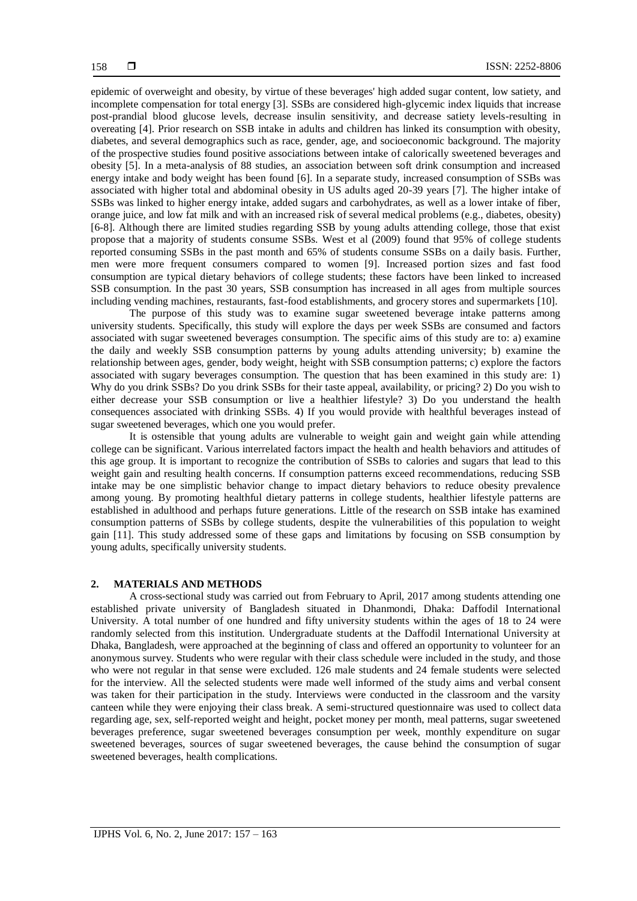epidemic of overweight and obesity, by virtue of these beverages' high added sugar content, low satiety, and incomplete compensation for total energy [3]. SSBs are considered high-glycemic index liquids that increase post-prandial blood glucose levels, decrease insulin sensitivity, and decrease satiety levels-resulting in overeating [4]. Prior research on SSB intake in adults and children has linked its consumption with obesity, diabetes, and several demographics such as race, gender, age, and socioeconomic background. The majority of the prospective studies found positive associations between intake of calorically sweetened beverages and obesity [5]. In a meta-analysis of 88 studies, an association between soft drink consumption and increased energy intake and body weight has been found [6]. In a separate study, increased consumption of SSBs was associated with higher total and abdominal obesity in US adults aged 20-39 years [7]. The higher intake of SSBs was linked to higher energy intake, added sugars and carbohydrates, as well as a lower intake of fiber, orange juice, and low fat milk and with an increased risk of several medical problems (e.g., diabetes, obesity) [6-8]. Although there are limited studies regarding SSB by young adults attending college, those that exist propose that a majority of students consume SSBs. West et al (2009) found that 95% of college students reported consuming SSBs in the past month and 65% of students consume SSBs on a daily basis. Further, men were more frequent consumers compared to women [9]. Increased portion sizes and fast food consumption are typical dietary behaviors of college students; these factors have been linked to increased SSB consumption. In the past 30 years, SSB consumption has increased in all ages from multiple sources including vending machines, restaurants, fast-food establishments, and grocery stores and supermarkets [10].

The purpose of this study was to examine sugar sweetened beverage intake patterns among university students. Specifically, this study will explore the days per week SSBs are consumed and factors associated with sugar sweetened beverages consumption. The specific aims of this study are to: a) examine the daily and weekly SSB consumption patterns by young adults attending university; b) examine the relationship between ages, gender, body weight, height with SSB consumption patterns; c) explore the factors associated with sugary beverages consumption. The question that has been examined in this study are: 1) Why do you drink SSBs? Do you drink SSBs for their taste appeal, availability, or pricing? 2) Do you wish to either decrease your SSB consumption or live a healthier lifestyle? 3) Do you understand the health consequences associated with drinking SSBs. 4) If you would provide with healthful beverages instead of sugar sweetened beverages, which one you would prefer.

It is ostensible that young adults are vulnerable to weight gain and weight gain while attending college can be significant. Various interrelated factors impact the health and health behaviors and attitudes of this age group. It is important to recognize the contribution of SSBs to calories and sugars that lead to this weight gain and resulting health concerns. If consumption patterns exceed recommendations, reducing SSB intake may be one simplistic behavior change to impact dietary behaviors to reduce obesity prevalence among young. By promoting healthful dietary patterns in college students, healthier lifestyle patterns are established in adulthood and perhaps future generations. Little of the research on SSB intake has examined consumption patterns of SSBs by college students, despite the vulnerabilities of this population to weight gain [11]. This study addressed some of these gaps and limitations by focusing on SSB consumption by young adults, specifically university students.

## 2. MATERIALS AND METHODS

A cross-sectional study was carried out from February to April, 2017 among students attending one established private university of Bangladesh situated in Dhanmondi, Dhaka: Daffodil International University. A total number of one hundred and fifty university students within the ages of 18 to 24 were randomly selected from this institution. Undergraduate students at the Daffodil International University at Dhaka, Bangladesh, were approached at the beginning of class and offered an opportunity to volunteer for an anonymous survey. Students who were regular with their class schedule were included in the study, and those who were not regular in that sense were excluded. 126 male students and 24 female students were selected for the interview. All the selected students were made well informed of the study aims and verbal consent was taken for their participation in the study. Interviews were conducted in the classroom and the varsity canteen while they were enjoying their class break. A semi-structured questionnaire was used to collect data regarding age, sex, self-reported weight and height, pocket money per month, meal patterns, sugar sweetened beverages preference, sugar sweetened beverages consumption per week, monthly expenditure on sugar sweetened beverages, sources of sugar sweetened beverages, the cause behind the consumption of sugar sweetened beverages, health complications.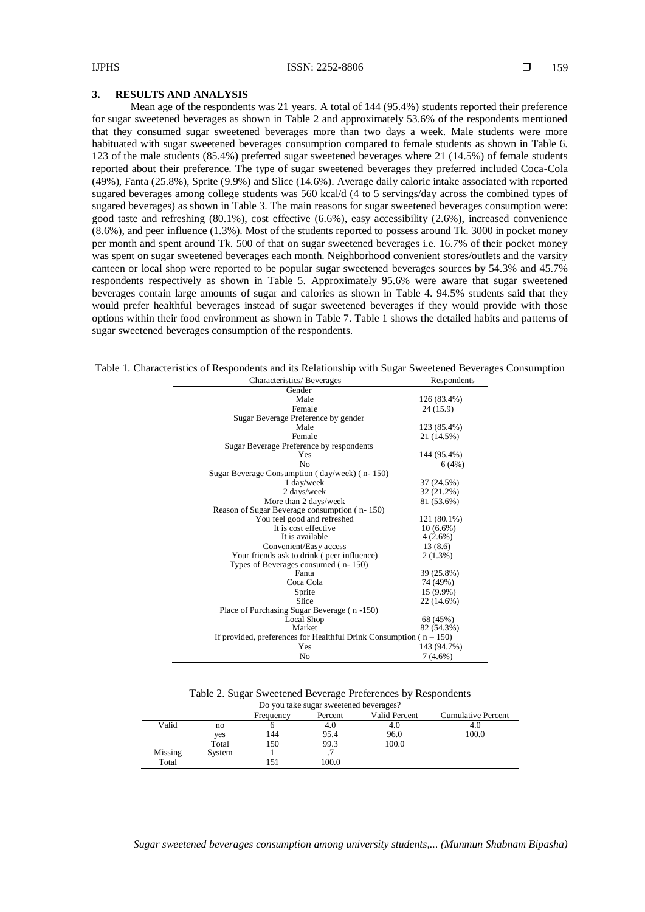## 3. RESULTS AND ANALYSIS

Mean age of the respondents was 21 years. A total of 144 (95.4%) students reported their preference for sugar sweetened beverages as shown in Table 2 and approximately 53.6% of the respondents mentioned that they consumed sugar sweetened beverages more than two days a week. Male students were more habituated with sugar sweetened beverages consumption compared to female students as shown in Table 6. 123 of the male students (85.4%) preferred sugar sweetened beverages where 21 (14.5%) of female students reported about their preference. The type of sugar sweetened beverages they preferred included Coca-Cola (49%), Fanta (25.8%), Sprite (9.9%) and Slice (14.6%). Average daily caloric intake associated with reported sugared beverages among college students was 560 kcal/d (4 to 5 servings/day across the combined types of sugared beverages) as shown in Table 3. The main reasons for sugar sweetened beverages consumption were: good taste and refreshing (80.1%), cost effective (6.6%), easy accessibility (2.6%), increased convenience (8.6%), and peer influence (1.3%). Most of the students reported to possess around Tk. 3000 in pocket money per month and spent around Tk. 500 of that on sugar sweetened beverages i.e. 16.7% of their pocket money was spent on sugar sweetened beverages each month. Neighborhood convenient stores/outlets and the varsity canteen or local shop were reported to be popular sugar sweetened beverages sources by 54.3% and 45.7% respondents respectively as shown in Table 5. Approximately 95.6% were aware that sugar sweetened beverages contain large amounts of sugar and calories as shown in Table 4. 94.5% students said that they would prefer healthful beverages instead of sugar sweetened beverages if they would provide with those options within their food environment as shown in Table 7. Table 1 shows the detailed habits and patterns of sugar sweetened beverages consumption of the respondents.

Table 1. Characteristics of Respondents and its Relationship with Sugar Sweetened Beverages Consumption

| Characteristics/ Beverages | Respondents |
|---|---|
| Gender | |
| Male | 126 (83.4%) |
| Female | 24 (15.9) |
| Sugar Beverage Preference by gender | |
| Male | 123 (85.4%) |
| Female | 21 (14.5%) |
| Sugar Beverage Preference by respondents | |
| Yes | 144 (95.4%) |
| No | 6 (4%) |
| Sugar Beverage Consumption ( day/week) ( n- 150) | |
| 1 day/week | 37 (24.5%) |
| 2 days/week | 32 (21.2%) |
| More than 2 days/week | 81 (53.6%) |
| Reason of Sugar Beverage consumption ( n- 150) | |
| You feel good and refreshed | 121 (80.1%) |
| It is cost effective | 10 (6.6%) |
| It is available | 4 (2.6%) |
| Convenient/Easy access | 13 (8.6) |
| Your friends ask to drink ( peer influence) | 2 (1.3%) |
| Types of Beverages consumed ( n- 150) | |
| Fanta | 39 (25.8%) |
| Coca Cola | 74 (49%) |
| Sprite | 15 (9.9%) |
| Slice | 22 (14.6%) |
| Place of Purchasing Sugar Beverage ( n -150) | |
| Local Shop | 68 (45%) |
| Market | 82 (54.3%) |
| If provided, preferences for Healthful Drink Consumption ( n – 150) | |
| Yes | 143 (94.7%) |
| No | 7 (4.6%) |

Table 2. Sugar Sweetened Beverage Preferences by Respondents

| Do you take sugar sweetened beverages? | | | | | |
|---|---|---|---|---|---|
| | | Frequency | Percent | Valid Percent | Cumulative Percent |
| Valid | no | 6 | 4.0 | 4.0 | 4.0 |
| | yes | 144 | 95.4 | 96.0 | 100.0 |
| | Total | 150 | 99.3 | 100.0 | |
| Missing | System | 1 | .7 | | |
| Total | | 151 | 100.0 | | |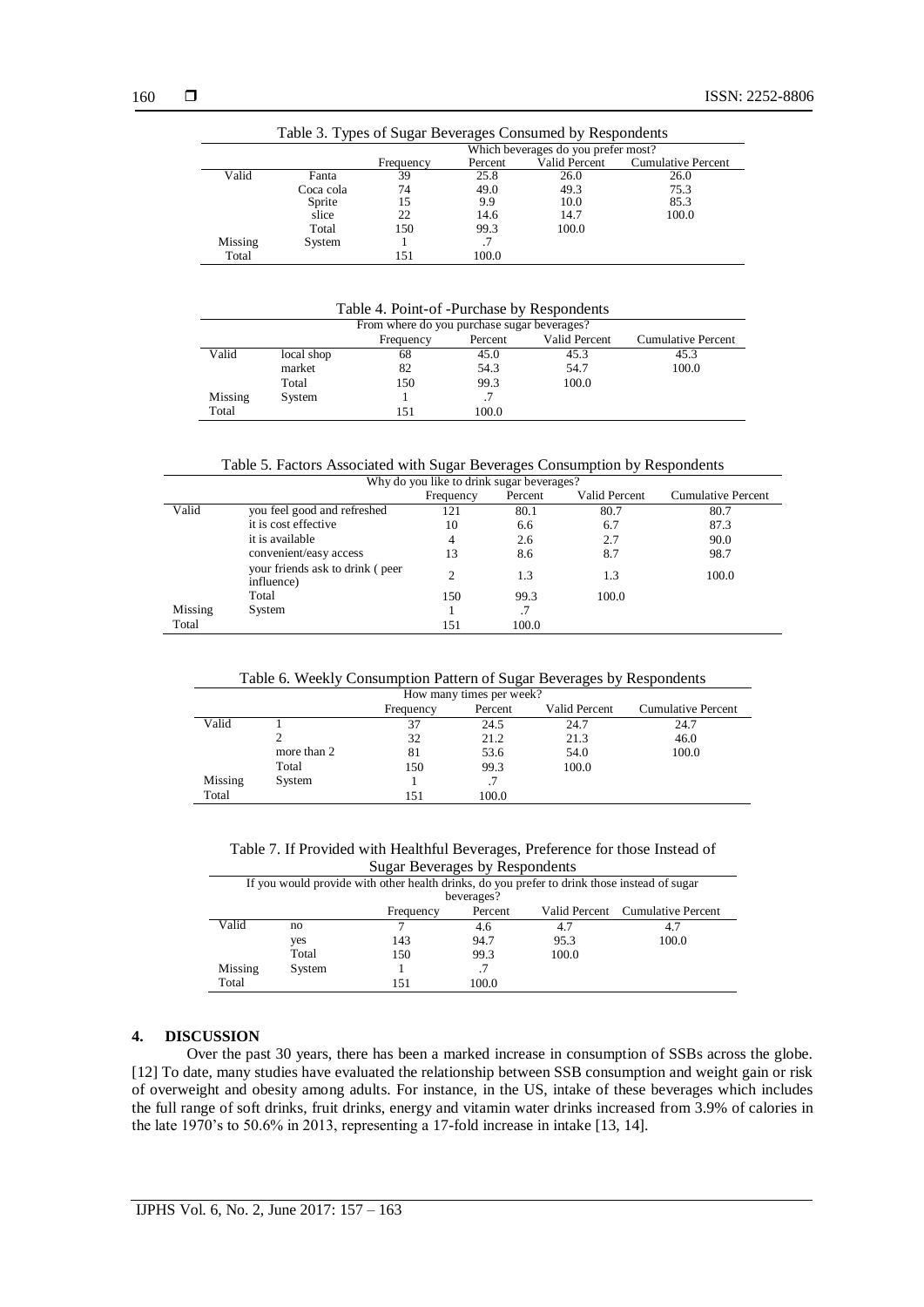Table 3. Types of Sugar Beverages Consumed by Respondents

| | | Which beverages do you prefer most? | | | |
|---|---|---|---|---|---|
| | | Frequency | Percent | Valid Percent | Cumulative Percent |
| Valid | Fanta | 39 | 25.8 | 26.0 | 26.0 |
| | Coca cola | 74 | 49.0 | 49.3 | 75.3 |
| | Sprite | 15 | 9.9 | 10.0 | 85.3 |
| | slice | 22 | 14.6 | 14.7 | 100.0 |
| | Total | 150 | 99.3 | 100.0 | |
| Missing | System | 1 | .7 | | |
| Total | | 151 | 100.0 | | |

Table 4. Point-of -Purchase by Respondents

| | | From where do you purchase sugar beverages? | | | |
|---|---|---|---|---|---|
| | | Frequency | Percent | Valid Percent | Cumulative Percent |
| Valid | local shop | 68 | 45.0 | 45.3 | 45.3 |
| | market | 82 | 54.3 | 54.7 | 100.0 |
| | Total | 150 | 99.3 | 100.0 | |
| Missing | System | 1 | .7 | | |
| Total | | 151 | 100.0 | | |

Table 5. Factors Associated with Sugar Beverages Consumption by Respondents

| | | Why do you like to drink sugar beverages? | | | |
|---|---|---|---|---|---|
| | | Frequency | Percent | Valid Percent | Cumulative Percent |
| Valid | you feel good and refreshed | 121 | 80.1 | 80.7 | 80.7 |
| | it is cost effective | 10 | 6.6 | 6.7 | 87.3 |
| | it is available | 4 | 2.6 | 2.7 | 90.0 |
| | convenient/easy access | 13 | 8.6 | 8.7 | 98.7 |
| | your friends ask to drink ( peer influence) | 2 | 1.3 | 1.3 | 100.0 |
| | Total | 150 | 99.3 | 100.0 | |
| Missing | System | 1 | .7 | | |
| Total | | 151 | 100.0 | | |

Table 6. Weekly Consumption Pattern of Sugar Beverages by Respondents

| | | How many times per week? | | | |
|---|---|---|---|---|---|
| | | Frequency | Percent | Valid Percent | Cumulative Percent |
| Valid | 1 | 37 | 24.5 | 24.7 | 24.7 |
| | 2 | 32 | 21.2 | 21.3 | 46.0 |
| | more than 2 | 81 | 53.6 | 54.0 | 100.0 |
| | Total | 150 | 99.3 | 100.0 | |
| Missing | System | 1 | .7 | | |
| Total | | 151 | 100.0 | | |

Table 7. If Provided with Healthful Beverages, Preference for those Instead of Sugar Beverages by Respondents

| | | If you would provide with other health drinks, do you prefer to drink those instead of sugar beverages? | | | |
|---|---|---|---|---|---|
| | | Frequency | Percent | Valid Percent | Cumulative Percent |
| Valid | no | 7 | 4.6 | 4.7 | 4.7 |
| | yes | 143 | 94.7 | 95.3 | 100.0 |
| | Total | 150 | 99.3 | 100.0 | |
| Missing | System | 1 | .7 | | |
| Total | | 151 | 100.0 | | |

## 4. DISCUSSION

Over the past 30 years, there has been a marked increase in consumption of SSBs across the globe. [12] To date, many studies have evaluated the relationship between SSB consumption and weight gain or risk of overweight and obesity among adults. For instance, in the US, intake of these beverages which includes the full range of soft drinks, fruit drinks, energy and vitamin water drinks increased from 3.9% of calories in the late 1970's to 50.6% in 2013, representing a 17-fold increase in intake [13, 14].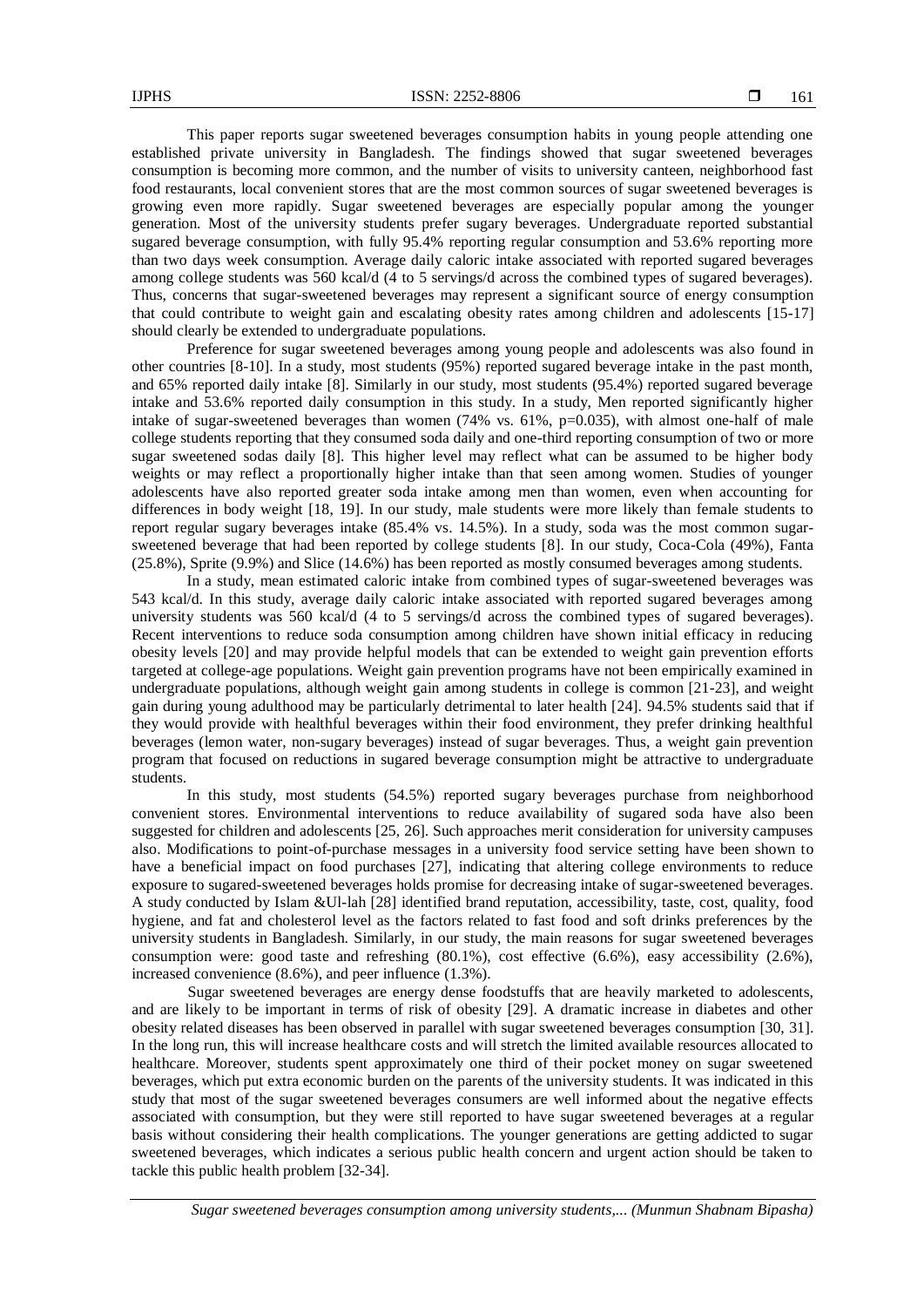This paper reports sugar sweetened beverages consumption habits in young people attending one established private university in Bangladesh. The findings showed that sugar sweetened beverages consumption is becoming more common, and the number of visits to university canteen, neighborhood fast food restaurants, local convenient stores that are the most common sources of sugar sweetened beverages is growing even more rapidly. Sugar sweetened beverages are especially popular among the younger generation. Most of the university students prefer sugary beverages. Undergraduate reported substantial sugared beverage consumption, with fully 95.4% reporting regular consumption and 53.6% reporting more than two days week consumption. Average daily caloric intake associated with reported sugared beverages among college students was 560 kcal/d (4 to 5 servings/d across the combined types of sugared beverages). Thus, concerns that sugar-sweetened beverages may represent a significant source of energy consumption that could contribute to weight gain and escalating obesity rates among children and adolescents [15-17] should clearly be extended to undergraduate populations.

Preference for sugar sweetened beverages among young people and adolescents was also found in other countries [8-10]. In a study, most students (95%) reported sugared beverage intake in the past month, and 65% reported daily intake [8]. Similarly in our study, most students (95.4%) reported sugared beverage intake and 53.6% reported daily consumption in this study. In a study, Men reported significantly higher intake of sugar-sweetened beverages than women (74% vs. 61%, p=0.035), with almost one-half of male college students reporting that they consumed soda daily and one-third reporting consumption of two or more sugar sweetened sodas daily [8]. This higher level may reflect what can be assumed to be higher body weights or may reflect a proportionally higher intake than that seen among women. Studies of younger adolescents have also reported greater soda intake among men than women, even when accounting for differences in body weight [18, 19]. In our study, male students were more likely than female students to report regular sugary beverages intake (85.4% vs. 14.5%). In a study, soda was the most common sugar-sweetened beverage that had been reported by college students [8]. In our study, Coca-Cola (49%), Fanta (25.8%), Sprite (9.9%) and Slice (14.6%) has been reported as mostly consumed beverages among students.

In a study, mean estimated caloric intake from combined types of sugar-sweetened beverages was 543 kcal/d. In this study, average daily caloric intake associated with reported sugared beverages among university students was 560 kcal/d (4 to 5 servings/d across the combined types of sugared beverages). Recent interventions to reduce soda consumption among children have shown initial efficacy in reducing obesity levels [20] and may provide helpful models that can be extended to weight gain prevention efforts targeted at college-age populations. Weight gain prevention programs have not been empirically examined in undergraduate populations, although weight gain among students in college is common [21-23], and weight gain during young adulthood may be particularly detrimental to later health [24]. 94.5% students said that if they would provide with healthful beverages within their food environment, they prefer drinking healthful beverages (lemon water, non-sugary beverages) instead of sugar beverages. Thus, a weight gain prevention program that focused on reductions in sugared beverage consumption might be attractive to undergraduate students.

In this study, most students (54.5%) reported sugary beverages purchase from neighborhood convenient stores. Environmental interventions to reduce availability of sugared soda have also been suggested for children and adolescents [25, 26]. Such approaches merit consideration for university campuses also. Modifications to point-of-purchase messages in a university food service setting have been shown to have a beneficial impact on food purchases [27], indicating that altering college environments to reduce exposure to sugared-sweetened beverages holds promise for decreasing intake of sugar-sweetened beverages. A study conducted by Islam &Ul-lah [28] identified brand reputation, accessibility, taste, cost, quality, food hygiene, and fat and cholesterol level as the factors related to fast food and soft drinks preferences by the university students in Bangladesh. Similarly, in our study, the main reasons for sugar sweetened beverages consumption were: good taste and refreshing (80.1%), cost effective (6.6%), easy accessibility (2.6%), increased convenience (8.6%), and peer influence (1.3%).

Sugar sweetened beverages are energy dense foodstuffs that are heavily marketed to adolescents, and are likely to be important in terms of risk of obesity [29]. A dramatic increase in diabetes and other obesity related diseases has been observed in parallel with sugar sweetened beverages consumption [30, 31]. In the long run, this will increase healthcare costs and will stretch the limited available resources allocated to healthcare. Moreover, students spent approximately one third of their pocket money on sugar sweetened beverages, which put extra economic burden on the parents of the university students. It was indicated in this study that most of the sugar sweetened beverages consumers are well informed about the negative effects associated with consumption, but they were still reported to have sugar sweetened beverages at a regular basis without considering their health complications. The younger generations are getting addicted to sugar sweetened beverages, which indicates a serious public health concern and urgent action should be taken to tackle this public health problem [32-34].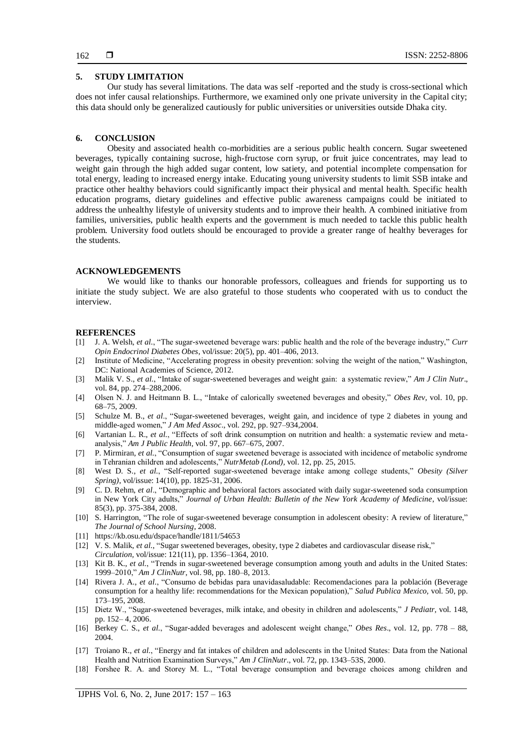## 5. STUDY LIMITATION

Our study has several limitations. The data was self -reported and the study is cross-sectional which does not infer causal relationships. Furthermore, we examined only one private university in the Capital city; this data should only be generalized cautiously for public universities or universities outside Dhaka city.

## 6. CONCLUSION

Obesity and associated health co-morbidities are a serious public health concern. Sugar sweetened beverages, typically containing sucrose, high-fructose corn syrup, or fruit juice concentrates, may lead to weight gain through the high added sugar content, low satiety, and potential incomplete compensation for total energy, leading to increased energy intake. Educating young university students to limit SSB intake and practice other healthy behaviors could significantly impact their physical and mental health. Specific health education programs, dietary guidelines and effective public awareness campaigns could be initiated to address the unhealthy lifestyle of university students and to improve their health. A combined initiative from families, universities, public health experts and the government is much needed to tackle this public health problem. University food outlets should be encouraged to provide a greater range of healthy beverages for the students.

## ACKNOWLEDGEMENTS

We would like to thanks our honorable professors, colleagues and friends for supporting us to initiate the study subject. We are also grateful to those students who cooperated with us to conduct the interview.

## REFERENCES

[1] J. A. Welsh, *et al.*, "The sugar-sweetened beverage wars: public health and the role of the beverage industry," *Curr Opin Endocrinol Diabetes Obes*, vol/issue: 20(5), pp. 401–406, 2013.

[2] Institute of Medicine, "Accelerating progress in obesity prevention: solving the weight of the nation," Washington, DC: National Academies of Science, 2012.

[3] Malik V. S., *et al.*, "Intake of sugar-sweetened beverages and weight gain: a systematic review," *Am J Clin Nutr*., vol. 84, pp. 274–288,2006.

[4] Olsen N. J. and Heitmann B. L., "Intake of calorically sweetened beverages and obesity," *Obes Rev,* vol. 10, pp. 68–75, 2009.

[5] Schulze M. B., *et al*., "Sugar-sweetened beverages, weight gain, and incidence of type 2 diabetes in young and middle-aged women," *J Am Med Assoc*., vol. 292, pp. 927–934,2004.

[6] Vartanian L. R., *et al.*, "Effects of soft drink consumption on nutrition and health: a systematic review and meta-analysis," *Am J Public Health,* vol. 97, pp. 667–675, 2007.

[7] P. Mirmiran, *et al.*, "Consumption of sugar sweetened beverage is associated with incidence of metabolic syndrome in Tehranian children and adolescents," *NutrMetab (Lond),* vol. 12, pp. 25, 2015.

[8] West D. S., *et al.*, "Self-reported sugar-sweetened beverage intake among college students," *Obesity (Silver Spring)*, vol/issue: 14(10), pp. 1825-31, 2006.

[9] C. D. Rehm, *et al*., "Demographic and behavioral factors associated with daily sugar-sweetened soda consumption in New York City adults," *Journal of Urban Health: Bulletin of the New York Academy of Medicine*, vol/issue: 85(3), pp. 375-384, 2008.

[10] S. Harrington, "The role of sugar-sweetened beverage consumption in adolescent obesity: A review of literature," *The Journal of School Nursing*, 2008.

[11] https://kb.osu.edu/dspace/handle/1811/54653

[12] V. S. Malik, *et al.*, "Sugar sweetened beverages, obesity, type 2 diabetes and cardiovascular disease risk," *Circulation,* vol/issue: 121(11), pp. 1356–1364, 2010.

[13] Kit B. K., *et al.*, "Trends in sugar-sweetened beverage consumption among youth and adults in the United States: 1999–2010," *Am J ClinNutr*, vol. 98, pp. 180–8, 2013.

[14] Rivera J. A., *et al*., "Consumo de bebidas para unavidasaludable: Recomendaciones para la población (Beverage consumption for a healthy life: recommendations for the Mexican population)," *Salud Publica Mexico,* vol. 50, pp. 173–195, 2008.

[15] Dietz W., "Sugar-sweetened beverages, milk intake, and obesity in children and adolescents," *J Pediatr,* vol. 148, pp. 152– 4, 2006.

[16] Berkey C. S., *et al.*, "Sugar-added beverages and adolescent weight change," *Obes Res*., vol. 12, pp. 778 – 88, 2004.

[17] Troiano R., *et al.*, "Energy and fat intakes of children and adolescents in the United States: Data from the National Health and Nutrition Examination Surveys," *Am J ClinNutr*., vol. 72, pp. 1343–53S, 2000.

[18] Forshee R. A. and Storey M. L., "Total beverage consumption and beverage choices among children and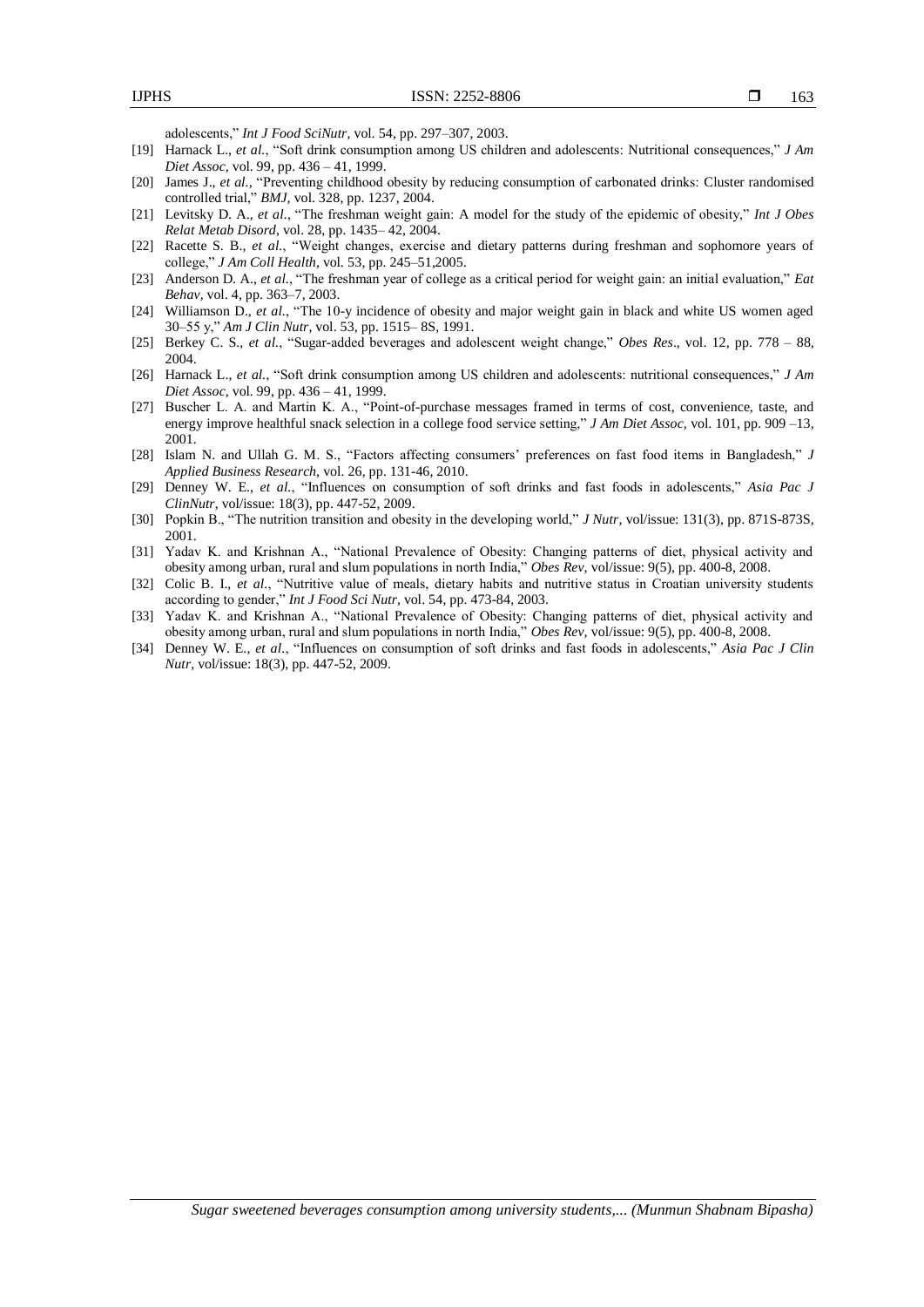adolescents," *Int J Food SciNutr*, vol. 54, pp. 297–307, 2003.

[19] Harnack L., *et al.*, "Soft drink consumption among US children and adolescents: Nutritional consequences," *J Am Diet Assoc*, vol. 99, pp. 436 – 41, 1999.

[20] James J., *et al.*, "Preventing childhood obesity by reducing consumption of carbonated drinks: Cluster randomised controlled trial," *BMJ*, vol. 328, pp. 1237, 2004.

[21] Levitsky D. A., *et al.*, "The freshman weight gain: A model for the study of the epidemic of obesity," *Int J Obes Relat Metab Disord*, vol. 28, pp. 1435– 42, 2004.

[22] Racette S. B., *et al.*, "Weight changes, exercise and dietary patterns during freshman and sophomore years of college," *J Am Coll Health*, vol. 53, pp. 245–51,2005.

[23] Anderson D. A., *et al.*, "The freshman year of college as a critical period for weight gain: an initial evaluation," *Eat Behav*, vol. 4, pp. 363–7, 2003.

[24] Williamson D., *et al.*, "The 10-y incidence of obesity and major weight gain in black and white US women aged 30–55 y," *Am J Clin Nutr*, vol. 53, pp. 1515– 8S, 1991.

[25] Berkey C. S., *et al.*, "Sugar-added beverages and adolescent weight change," *Obes Res*., vol. 12, pp. 778 – 88, 2004.

[26] Harnack L., *et al.*, "Soft drink consumption among US children and adolescents: nutritional consequences," *J Am Diet Assoc*, vol. 99, pp. 436 – 41, 1999.

[27] Buscher L. A. and Martin K. A., "Point-of-purchase messages framed in terms of cost, convenience, taste, and energy improve healthful snack selection in a college food service setting," *J Am Diet Assoc*, vol. 101, pp. 909 –13, 2001.

[28] Islam N. and Ullah G. M. S., "Factors affecting consumers' preferences on fast food items in Bangladesh," *J Applied Business Research*, vol. 26, pp. 131-46, 2010.

[29] Denney W. E., *et al.*, "Influences on consumption of soft drinks and fast foods in adolescents," *Asia Pac J ClinNutr*, vol/issue: 18(3), pp. 447-52, 2009.

[30] Popkin B., "The nutrition transition and obesity in the developing world," *J Nutr*, vol/issue: 131(3), pp. 871S-873S, 2001.

[31] Yadav K. and Krishnan A., "National Prevalence of Obesity: Changing patterns of diet, physical activity and obesity among urban, rural and slum populations in north India," *Obes Rev*, vol/issue: 9(5), pp. 400-8, 2008.

[32] Colic B. I., *et al.*, "Nutritive value of meals, dietary habits and nutritive status in Croatian university students according to gender," *Int J Food Sci Nutr*, vol. 54, pp. 473-84, 2003.

[33] Yadav K. and Krishnan A., "National Prevalence of Obesity: Changing patterns of diet, physical activity and obesity among urban, rural and slum populations in north India," *Obes Rev*, vol/issue: 9(5), pp. 400-8, 2008.

[34] Denney W. E., *et al.*, "Influences on consumption of soft drinks and fast foods in adolescents," *Asia Pac J Clin Nutr*, vol/issue: 18(3), pp. 447-52, 2009.